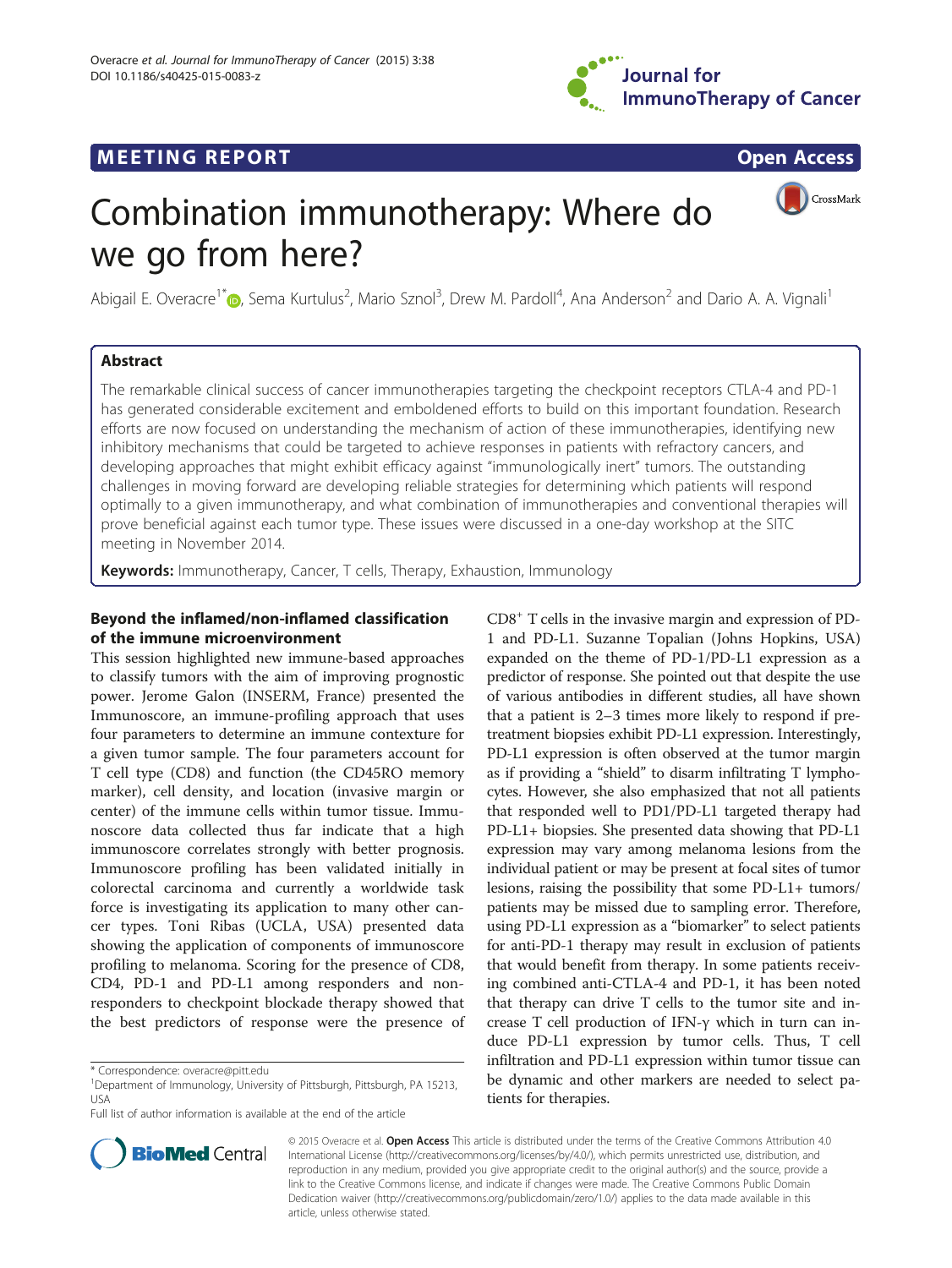MEETING REPORT Open Access

# Combination immunotherapy: Where do we go from here?

Abigail E. Overacre[1*], Sema Kurtulus[2], Mario Sznol[3], Drew M. Pardoll[4], Ana Anderson[2] and Dario A. A. Vignali[1]

## Abstract

The remarkable clinical success of cancer immunotherapies targeting the checkpoint receptors CTLA-4 and PD-1 has generated considerable excitement and emboldened efforts to build on this important foundation. Research efforts are now focused on understanding the mechanism of action of these immunotherapies, identifying new inhibitory mechanisms that could be targeted to achieve responses in patients with refractory cancers, and developing approaches that might exhibit efficacy against "immunologically inert" tumors. The outstanding challenges in moving forward are developing reliable strategies for determining which patients will respond optimally to a given immunotherapy, and what combination of immunotherapies and conventional therapies will prove beneficial against each tumor type. These issues were discussed in a one-day workshop at the SITC meeting in November 2014.

**Keywords:** Immunotherapy, Cancer, T cells, Therapy, Exhaustion, Immunology

## Beyond the inflamed/non-inflamed classification of the immune microenvironment

This session highlighted new immune-based approaches to classify tumors with the aim of improving prognostic power. Jerome Galon (INSERM, France) presented the Immunoscore, an immune-profiling approach that uses four parameters to determine an immune contexture for a given tumor sample. The four parameters account for T cell type (CD8) and function (the CD45RO memory marker), cell density, and location (invasive margin or center) of the immune cells within tumor tissue. Immunoscore data collected thus far indicate that a high immunoscore correlates strongly with better prognosis. Immunoscore profiling has been validated initially in colorectal carcinoma and currently a worldwide task force is investigating its application to many other cancer types. Toni Ribas (UCLA, USA) presented data showing the application of components of immunoscore profiling to melanoma. Scoring for the presence of CD8, CD4, PD-1 and PD-L1 among responders and non-responders to checkpoint blockade therapy showed that the best predictors of response were the presence of $CD8^+$ T cells in the invasive margin and expression of PD-1 and PD-L1. Suzanne Topalian (Johns Hopkins, USA) expanded on the theme of PD-1/PD-L1 expression as a predictor of response. She pointed out that despite the use of various antibodies in different studies, all have shown that a patient is 2–3 times more likely to respond if pre-treatment biopsies exhibit PD-L1 expression. Interestingly, PD-L1 expression is often observed at the tumor margin as if providing a "shield" to disarm infiltrating T lymphocytes. However, she also emphasized that not all patients that responded well to PD1/PD-L1 targeted therapy had PD-L1+ biopsies. She presented data showing that PD-L1 expression may vary among melanoma lesions from the individual patient or may be present at focal sites of tumor lesions, raising the possibility that some PD-L1+ tumors/patients may be missed due to sampling error. Therefore, using PD-L1 expression as a "biomarker" to select patients for anti-PD-1 therapy may result in exclusion of patients that would benefit from therapy. In some patients receiving combined anti-CTLA-4 and PD-1, it has been noted that therapy can drive T cells to the tumor site and increase T cell production of IFN-γ which in turn can induce PD-L1 expression by tumor cells. Thus, T cell infiltration and PD-L1 expression within tumor tissue can be dynamic and other markers are needed to select patients for therapies.

* Correspondence: overacre@pitt.edu
[1]Department of Immunology, University of Pittsburgh, Pittsburgh, PA 15213, USA
Full list of author information is available at the end of the article

© 2015 Overacre et al. **Open Access** This article is distributed under the terms of the Creative Commons Attribution 4.0 International License (http://creativecommons.org/licenses/by/4.0/), which permits unrestricted use, distribution, and reproduction in any medium, provided you give appropriate credit to the original author(s) and the source, provide a link to the Creative Commons license, and indicate if changes were made. The Creative Commons Public Domain Dedication waiver (http://creativecommons.org/publicdomain/zero/1.0/) applies to the data made available in this article, unless otherwise stated.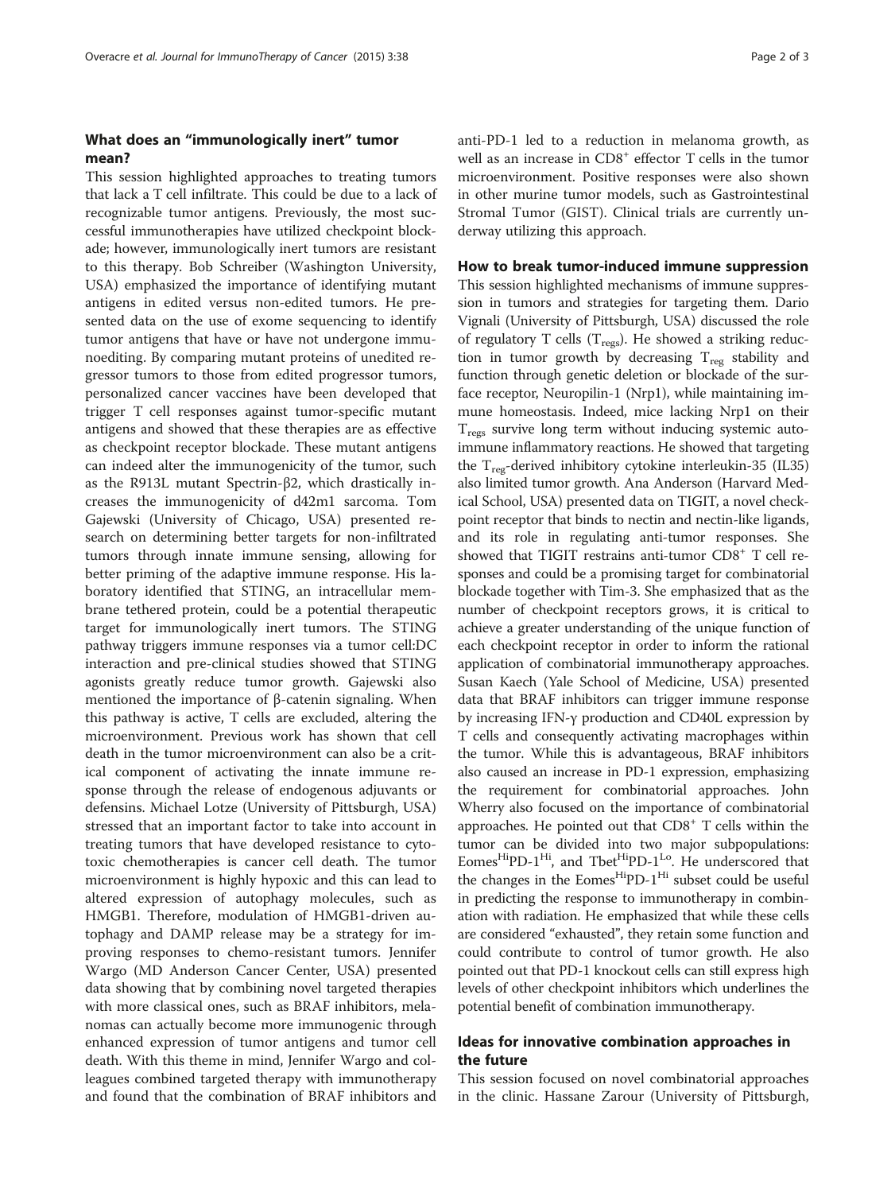## What does an "immunologically inert" tumor mean?

This session highlighted approaches to treating tumors that lack a T cell infiltrate. This could be due to a lack of recognizable tumor antigens. Previously, the most successful immunotherapies have utilized checkpoint blockade; however, immunologically inert tumors are resistant to this therapy. Bob Schreiber (Washington University, USA) emphasized the importance of identifying mutant antigens in edited versus non-edited tumors. He presented data on the use of exome sequencing to identify tumor antigens that have or have not undergone immunoediting. By comparing mutant proteins of unedited regressor tumors to those from edited progressor tumors, personalized cancer vaccines have been developed that trigger T cell responses against tumor-specific mutant antigens and showed that these therapies are as effective as checkpoint receptor blockade. These mutant antigens can indeed alter the immunogenicity of the tumor, such as the R913L mutant Spectrin-β2, which drastically increases the immunogenicity of d42m1 sarcoma. Tom Gajewski (University of Chicago, USA) presented research on determining better targets for non-infiltrated tumors through innate immune sensing, allowing for better priming of the adaptive immune response. His laboratory identified that STING, an intracellular membrane tethered protein, could be a potential therapeutic target for immunologically inert tumors. The STING pathway triggers immune responses via a tumor cell:DC interaction and pre-clinical studies showed that STING agonists greatly reduce tumor growth. Gajewski also mentioned the importance of β-catenin signaling. When this pathway is active, T cells are excluded, altering the microenvironment. Previous work has shown that cell death in the tumor microenvironment can also be a critical component of activating the innate immune response through the release of endogenous adjuvants or defensins. Michael Lotze (University of Pittsburgh, USA) stressed that an important factor to take into account in treating tumors that have developed resistance to cytotoxic chemotherapies is cancer cell death. The tumor microenvironment is highly hypoxic and this can lead to altered expression of autophagy molecules, such as HMGB1. Therefore, modulation of HMGB1-driven autophagy and DAMP release may be a strategy for improving responses to chemo-resistant tumors. Jennifer Wargo (MD Anderson Cancer Center, USA) presented data showing that by combining novel targeted therapies with more classical ones, such as BRAF inhibitors, melanomas can actually become more immunogenic through enhanced expression of tumor antigens and tumor cell death. With this theme in mind, Jennifer Wargo and colleagues combined targeted therapy with immunotherapy and found that the combination of BRAF inhibitors and anti-PD-1 led to a reduction in melanoma growth, as well as an increase in $CD8^+$ effector T cells in the tumor microenvironment. Positive responses were also shown in other murine tumor models, such as Gastrointestinal Stromal Tumor (GIST). Clinical trials are currently underway utilizing this approach.

## How to break tumor-induced immune suppression

This session highlighted mechanisms of immune suppression in tumors and strategies for targeting them. Dario Vignali (University of Pittsburgh, USA) discussed the role of regulatory T cells ($T_{regs}$). He showed a striking reduction in tumor growth by decreasing $T_{reg}$ stability and function through genetic deletion or blockade of the surface receptor, Neuropilin-1 (Nrp1), while maintaining immune homeostasis. Indeed, mice lacking Nrp1 on their $T_{regs}$ survive long term without inducing systemic autoimmune inflammatory reactions. He showed that targeting the $T_{reg}$-derived inhibitory cytokine interleukin-35 (IL35) also limited tumor growth. Ana Anderson (Harvard Medical School, USA) presented data on TIGIT, a novel checkpoint receptor that binds to nectin and nectin-like ligands, and its role in regulating anti-tumor responses. She showed that TIGIT restrains anti-tumor $CD8^+$ T cell responses and could be a promising target for combinatorial blockade together with Tim-3. She emphasized that as the number of checkpoint receptors grows, it is critical to achieve a greater understanding of the unique function of each checkpoint receptor in order to inform the rational application of combinatorial immunotherapy approaches. Susan Kaech (Yale School of Medicine, USA) presented data that BRAF inhibitors can trigger immune response by increasing IFN-γ production and CD40L expression by T cells and consequently activating macrophages within the tumor. While this is advantageous, BRAF inhibitors also caused an increase in PD-1 expression, emphasizing the requirement for combinatorial approaches. John Wherry also focused on the importance of combinatorial approaches. He pointed out that $CD8^+$ T cells within the tumor can be divided into two major subpopulations: $Eomes^{Hi}PD\text{-}1^{Hi}$, and $Tbet^{Hi}PD\text{-}1^{Lo}$. He underscored that the changes in the $Eomes^{Hi}PD\text{-}1^{Hi}$ subset could be useful in predicting the response to immunotherapy in combination with radiation. He emphasized that while these cells are considered "exhausted", they retain some function and could contribute to control of tumor growth. He also pointed out that PD-1 knockout cells can still express high levels of other checkpoint inhibitors which underlines the potential benefit of combination immunotherapy.

## Ideas for innovative combination approaches in the future

This session focused on novel combinatorial approaches in the clinic. Hassane Zarour (University of Pittsburgh,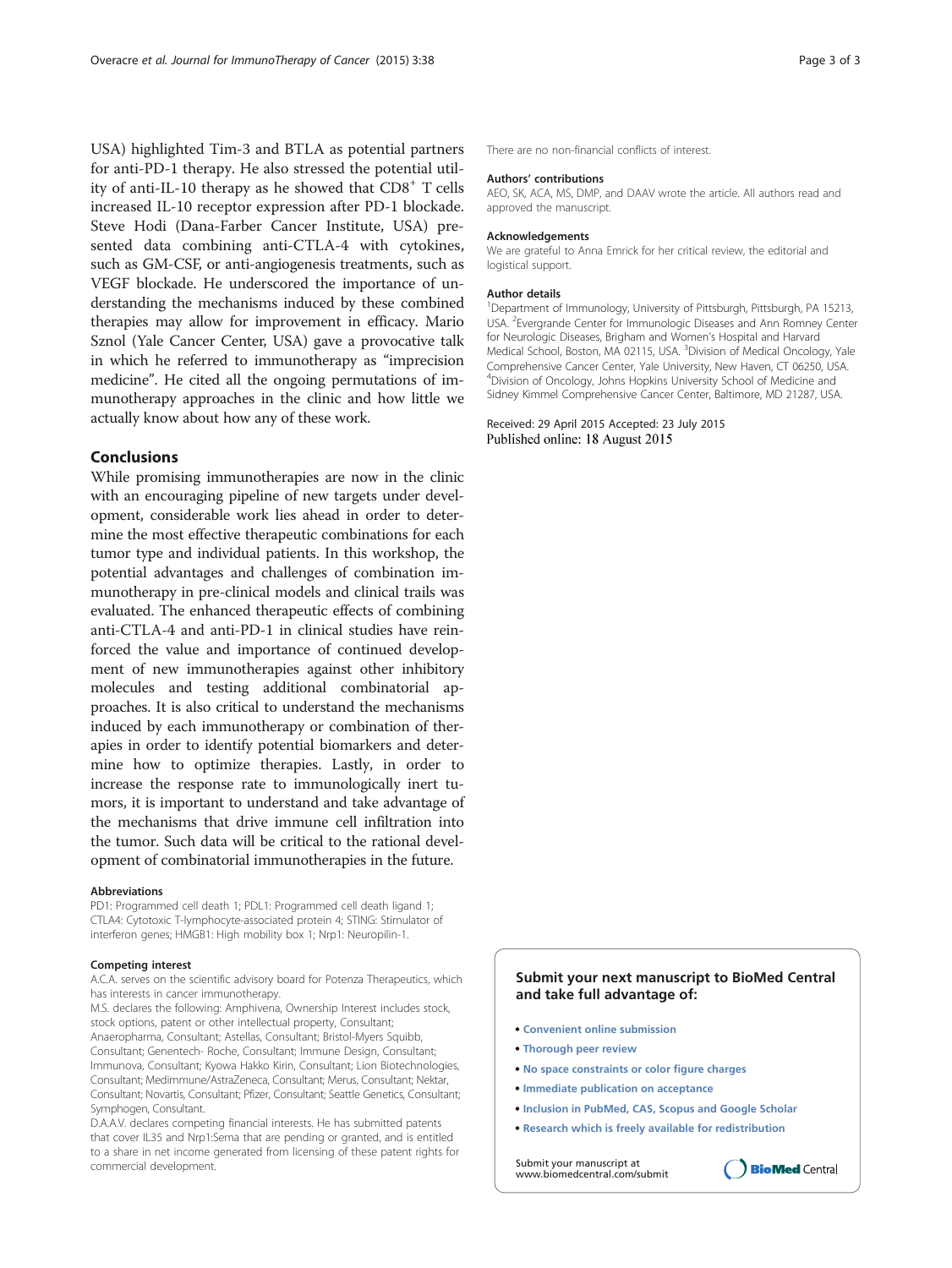USA) highlighted Tim-3 and BTLA as potential partners for anti-PD-1 therapy. He also stressed the potential utility of anti-IL-10 therapy as he showed that $CD8^+$ T cells increased IL-10 receptor expression after PD-1 blockade. Steve Hodi (Dana-Farber Cancer Institute, USA) presented data combining anti-CTLA-4 with cytokines, such as GM-CSF, or anti-angiogenesis treatments, such as VEGF blockade. He underscored the importance of understanding the mechanisms induced by these combined therapies may allow for improvement in efficacy. Mario Sznol (Yale Cancer Center, USA) gave a provocative talk in which he referred to immunotherapy as "imprecision medicine". He cited all the ongoing permutations of immunotherapy approaches in the clinic and how little we actually know about how any of these work.

## Conclusions

While promising immunotherapies are now in the clinic with an encouraging pipeline of new targets under development, considerable work lies ahead in order to determine the most effective therapeutic combinations for each tumor type and individual patients. In this workshop, the potential advantages and challenges of combination immunotherapy in pre-clinical models and clinical trails was evaluated. The enhanced therapeutic effects of combining anti-CTLA-4 and anti-PD-1 in clinical studies have reinforced the value and importance of continued development of new immunotherapies against other inhibitory molecules and testing additional combinatorial approaches. It is also critical to understand the mechanisms induced by each immunotherapy or combination of therapies in order to identify potential biomarkers and determine how to optimize therapies. Lastly, in order to increase the response rate to immunologically inert tumors, it is important to understand and take advantage of the mechanisms that drive immune cell infiltration into the tumor. Such data will be critical to the rational development of combinatorial immunotherapies in the future.

#### Abbreviations

PD1: Programmed cell death 1; PDL1: Programmed cell death ligand 1; CTLA4: Cytotoxic T-lymphocyte-associated protein 4; STING: Stimulator of interferon genes; HMGB1: High mobility box 1; Nrp1: Neuropilin-1.

#### Competing interest

A.C.A. serves on the scientific advisory board for Potenza Therapeutics, which has interests in cancer immunotherapy.

M.S. declares the following: Amphivena, Ownership Interest includes stock, stock options, patent or other intellectual property, Consultant; Anaeropharma, Consultant; Astellas, Consultant; Bristol-Myers Squibb, Consultant; Genentech- Roche, Consultant; Immune Design, Consultant; Immunova, Consultant; Kyowa Hakko Kirin, Consultant; Lion Biotechnologies, Consultant; Medimmune/AstraZeneca, Consultant; Merus, Consultant; Nektar, Consultant; Novartis, Consultant; Pfizer, Consultant; Seattle Genetics, Consultant; Symphogen, Consultant.

D.A.A.V. declares competing financial interests. He has submitted patents that cover IL35 and Nrp1:Sema that are pending or granted, and is entitled to a share in net income generated from licensing of these patent rights for commercial development.

There are no non-financial conflicts of interest.

#### Authors' contributions

AEO, SK, ACA, MS, DMP, and DAAV wrote the article. All authors read and approved the manuscript.

#### Acknowledgements

We are grateful to Anna Emrick for her critical review, the editorial and logistical support.

#### Author details

[1]Department of Immunology, University of Pittsburgh, Pittsburgh, PA 15213, USA. [2]Evergrande Center for Immunologic Diseases and Ann Romney Center for Neurologic Diseases, Brigham and Women's Hospital and Harvard Medical School, Boston, MA 02115, USA. [3]Division of Medical Oncology, Yale Comprehensive Cancer Center, Yale University, New Haven, CT 06250, USA. [4]Division of Oncology, Johns Hopkins University School of Medicine and Sidney Kimmel Comprehensive Cancer Center, Baltimore, MD 21287, USA.

Received: 29 April 2015 Accepted: 23 July 2015
Published online: 18 August 2015

**Submit your next manuscript to BioMed Central and take full advantage of:**

- Convenient online submission
- Thorough peer review
- No space constraints or color figure charges
- Immediate publication on acceptance
- Inclusion in PubMed, CAS, Scopus and Google Scholar
- Research which is freely available for redistribution

Submit your manuscript at
www.biomedcentral.com/submit

BioMed Central